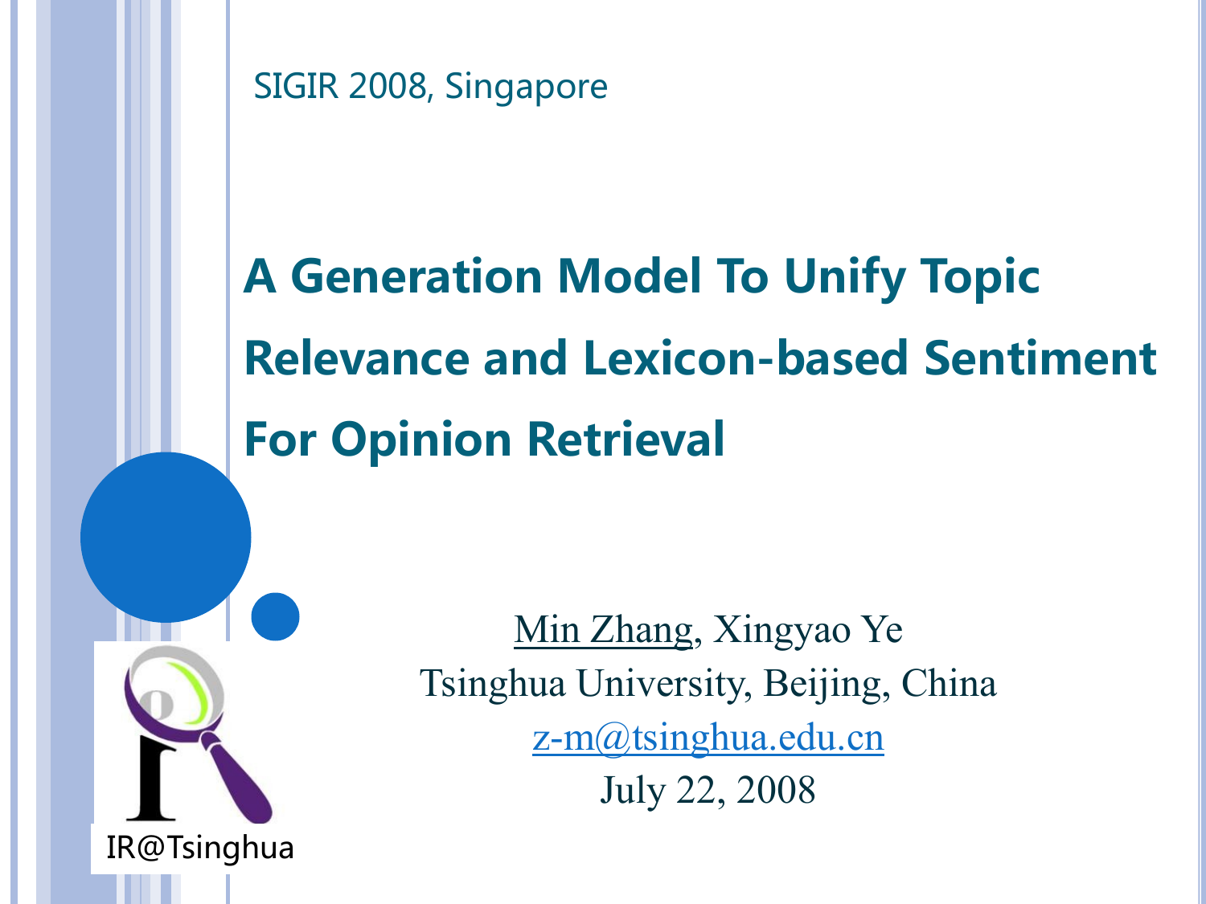SIGIR 2008, Singapore

# A Generation Model To Unify Topic Relevance and Lexicon-based Sentiment For Opinion Retrieval

Min Zhang, Xingyao Ye

Tsinghua University, Beijing, China

z-m@tsinghua.edu.cn

July 22, 2008

IR@Tsinghua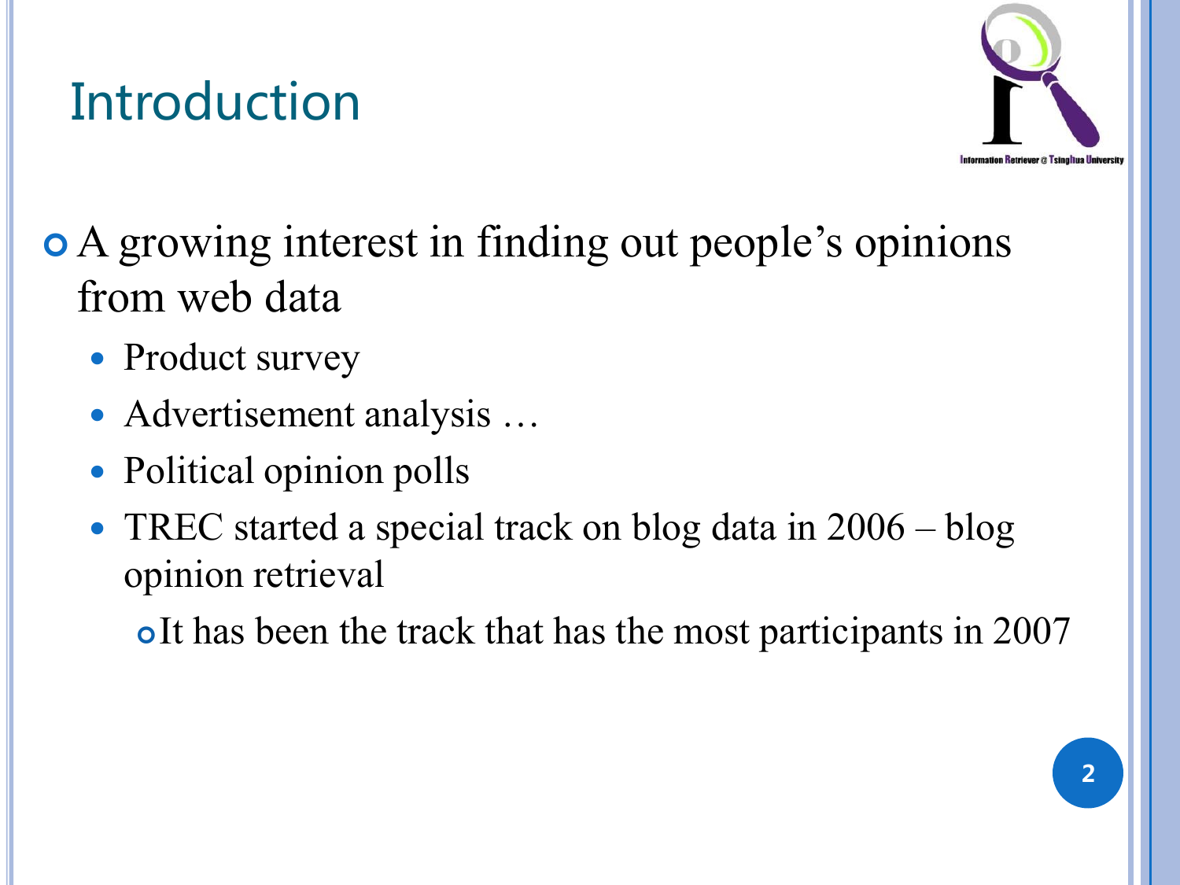# Introduction

- A growing interest in finding out people's opinions from web data
  - Product survey
  - Advertisement analysis …
  - Political opinion polls
  - TREC started a special track on blog data in 2006 – blog opinion retrieval
    - It has been the track that has the most participants in 2007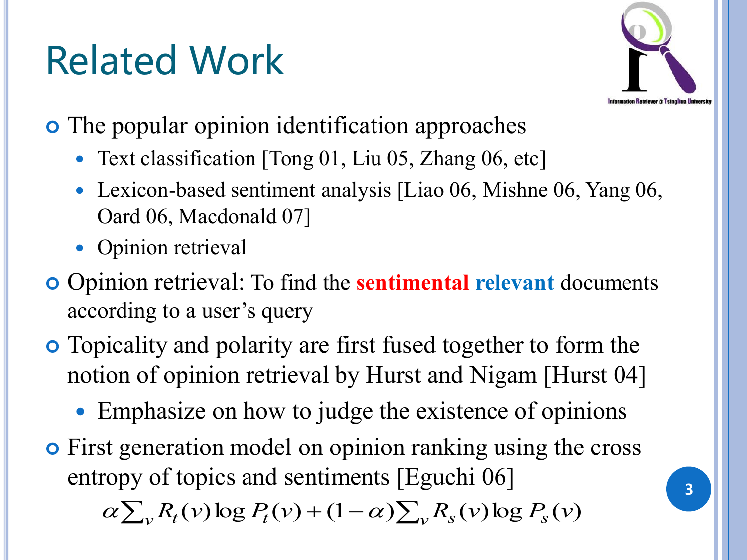# Related Work

- The popular opinion identification approaches
  - Text classification [Tong 01, Liu 05, Zhang 06, etc]
  - Lexicon-based sentiment analysis [Liao 06, Mishne 06, Yang 06, Oard 06, Macdonald 07]
  - Opinion retrieval
- Opinion retrieval: To find the **sentimental** **relevant** documents according to a user's query
- Topicality and polarity are first fused together to form the notion of opinion retrieval by Hurst and Nigam [Hurst 04]
  - Emphasize on how to judge the existence of opinions
- First generation model on opinion ranking using the cross entropy of topics and sentiments [Eguchi 06]

$$\alpha \sum_v R_t(v) \log P_t(v) + (1-\alpha) \sum_v R_s(v) \log P_s(v)$$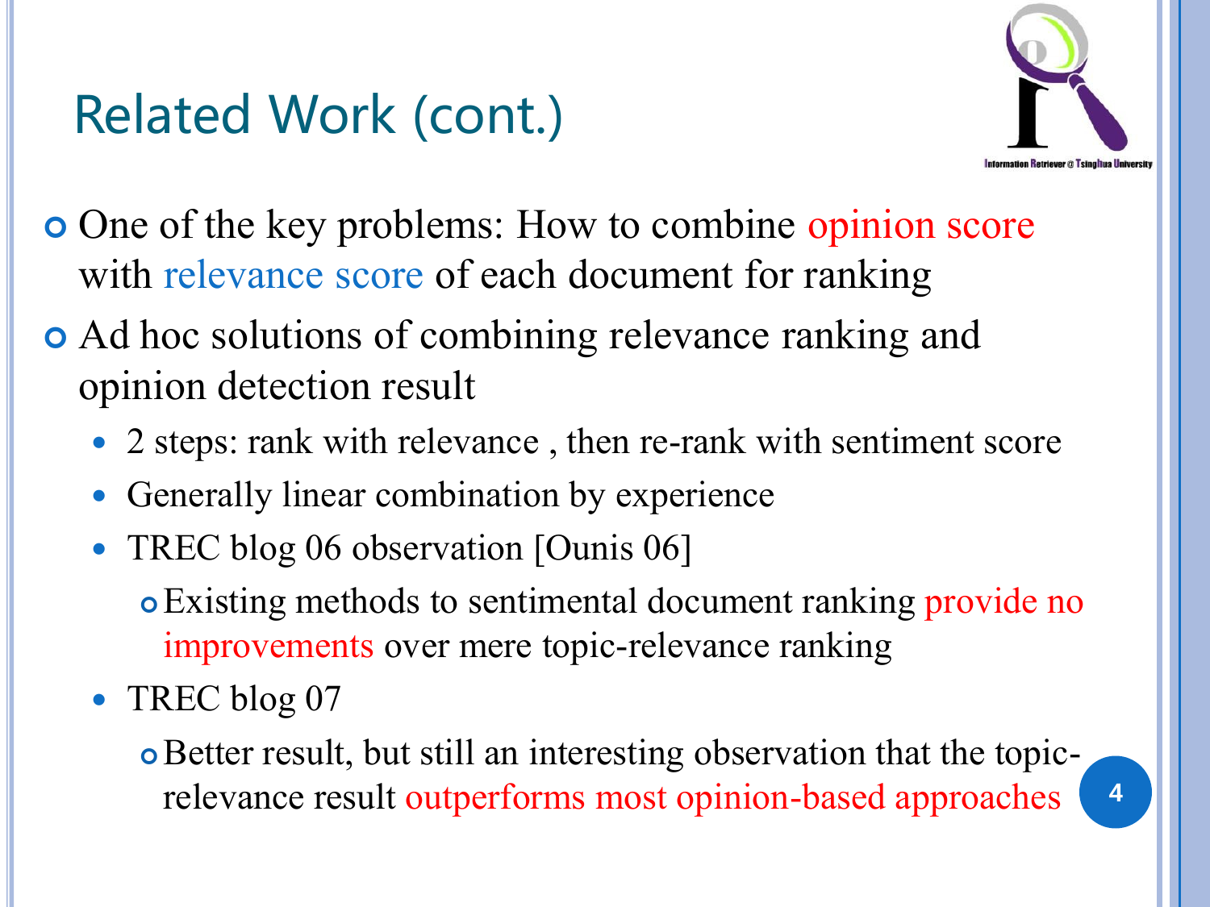# Related Work (cont.)

- One of the key problems: How to combine opinion score with relevance score of each document for ranking
- Ad hoc solutions of combining relevance ranking and opinion detection result
  - 2 steps: rank with relevance , then re-rank with sentiment score
  - Generally linear combination by experience
  - TREC blog 06 observation [Ounis 06]
    - Existing methods to sentimental document ranking provide no improvements over mere topic-relevance ranking
  - TREC blog 07
    - Better result, but still an interesting observation that the topic-relevance result outperforms most opinion-based approaches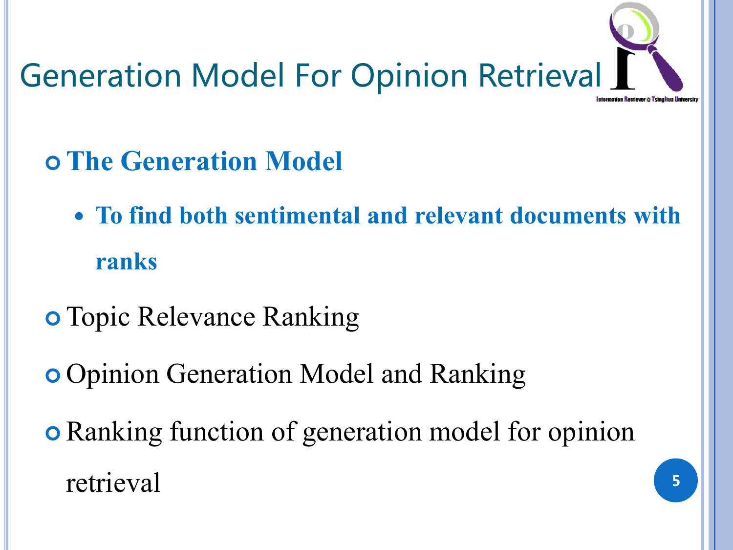# Generation Model For Opinion Retrieval

- **The Generation Model**
  - **To find both sentimental and relevant documents with ranks**
- Topic Relevance Ranking
- Opinion Generation Model and Ranking
- Ranking function of generation model for opinion retrieval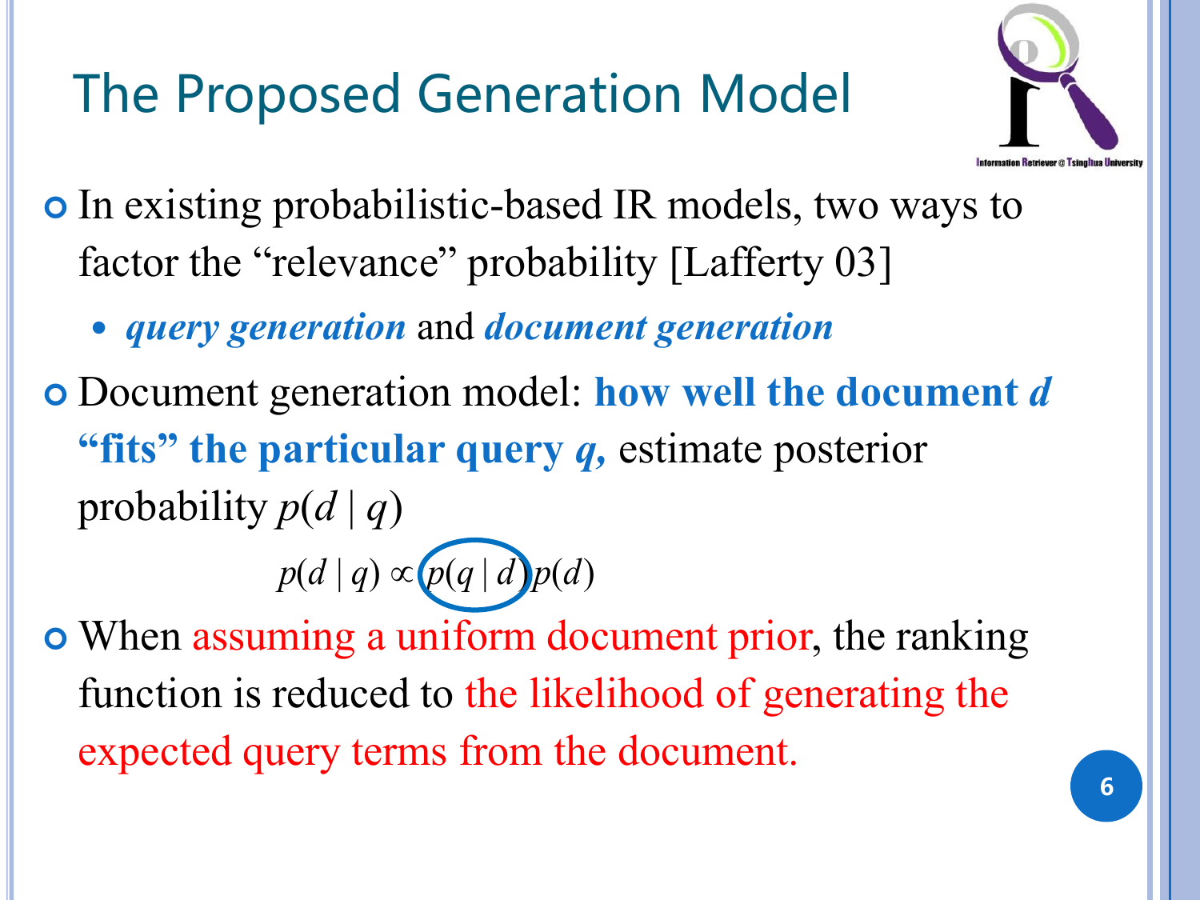# The Proposed Generation Model

- In existing probabilistic-based IR models, two ways to factor the "relevance" probability [Lafferty 03]
  - ***query generation*** and ***document generation***
- Document generation model: **how well the document *d* "fits" the particular query *q*,** estimate posterior probability $p(d \mid q)$

$$p(d \mid q) \propto p(q \mid d) p(d)$$

- When assuming a uniform document prior, the ranking function is reduced to the likelihood of generating the expected query terms from the document.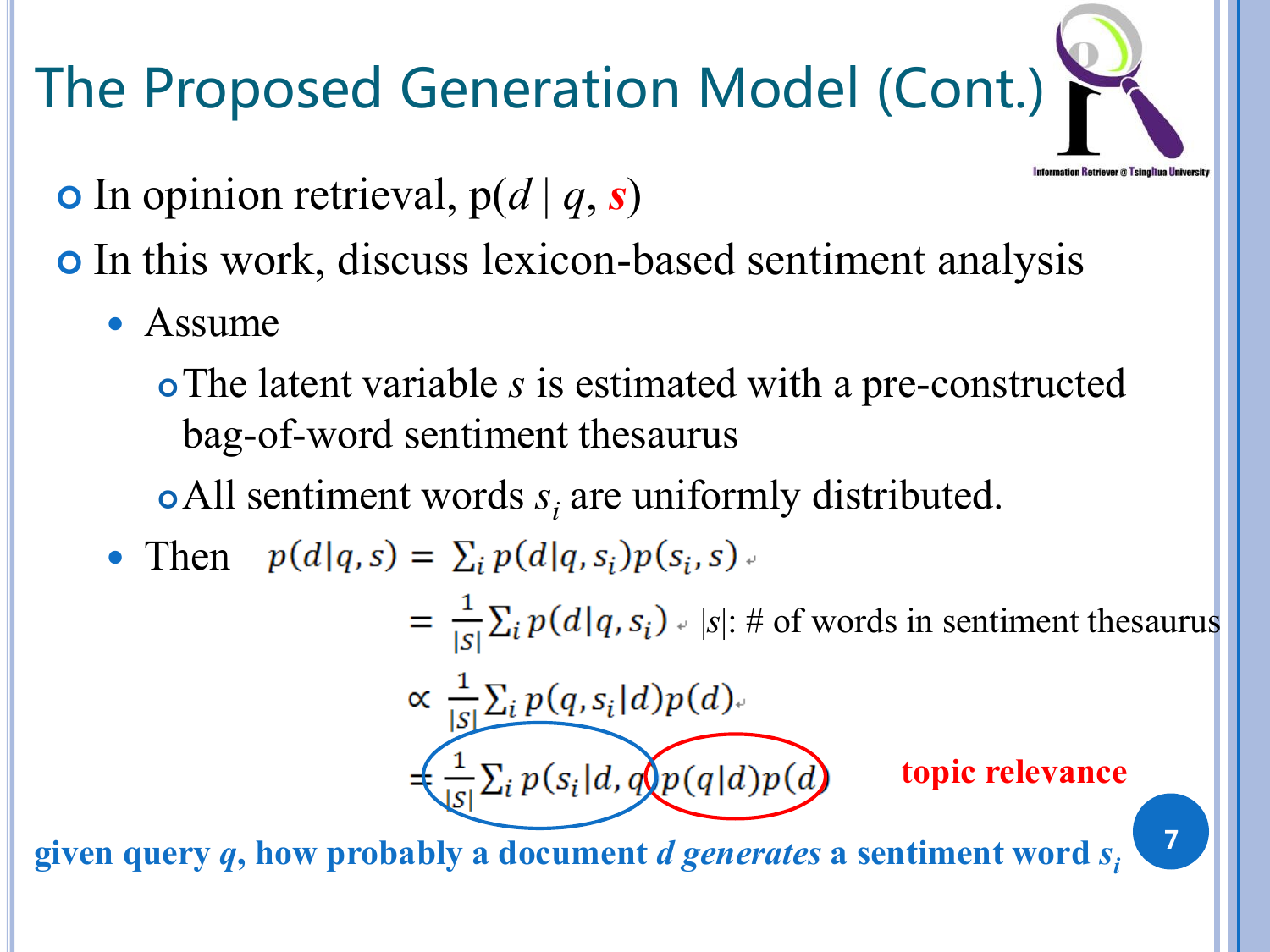# The Proposed Generation Model (Cont.)

- In opinion retrieval, p($d$ | $q$, $s$)
- In this work, discuss lexicon-based sentiment analysis
  - Assume
    - The latent variable $s$ is estimated with a pre-constructed bag-of-word sentiment thesaurus
    - All sentiment words $s_i$ are uniformly distributed.
  - Then

$$
\begin{aligned}
p(d|q,s) &= \sum_i p(d|q,s_i)p(s_i,s) \\
&= \frac{1}{|S|}\sum_i p(d|q,s_i) \quad |s|\text{: \# of words in sentiment thesaurus} \\
&\propto \frac{1}{|S|}\sum_i p(q,s_i|d)p(d) \\
&= \frac{1}{|S|}\sum_i p(s_i|d,q)\,p(q|d)p(d)
\end{aligned}
$$

**topic relevance**: $p(q|d)p(d)$

**given query $q$, how probably a document $d$ *generates* a sentiment word $s_i$**: $\frac{1}{|S|}\sum_i p(s_i|d,q)$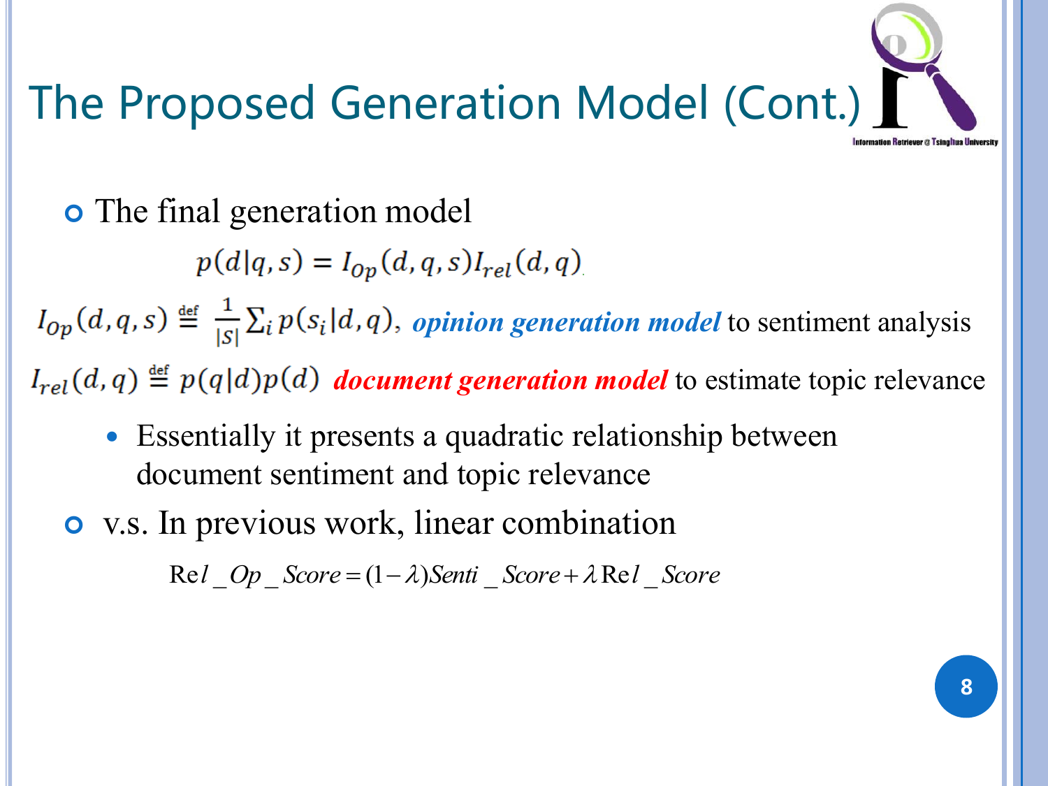# The Proposed Generation Model (Cont.)

- The final generation model

$$p(d|q,s) = I_{Op}(d,q,s) I_{rel}(d,q)$$

$I_{Op}(d,q,s) \stackrel{\text{def}}{=} \frac{1}{|S|}\sum_i p(s_i|d,q)$, ***opinion generation model*** to sentiment analysis

$I_{rel}(d,q) \stackrel{\text{def}}{=} p(q|d)p(d)$ ***document generation model*** to estimate topic relevance

  - Essentially it presents a quadratic relationship between document sentiment and topic relevance

- v.s. In previous work, linear combination

$$Rel\_Op\_Score = (1-\lambda)Senti\_Score + \lambda Rel\_Score$$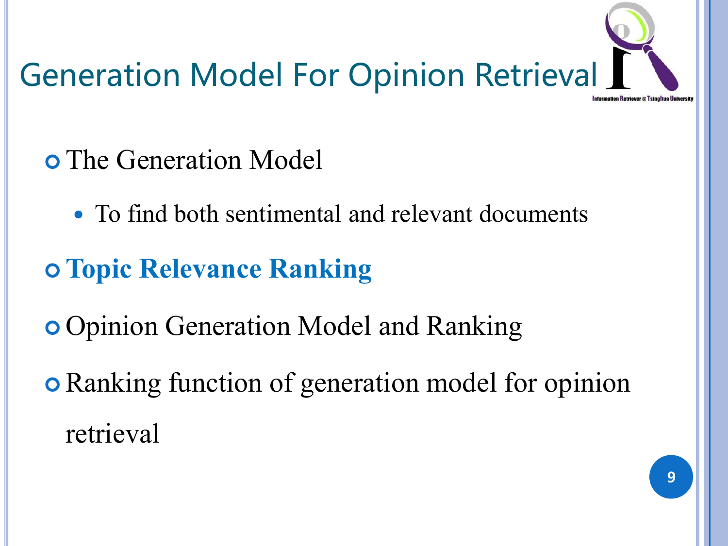# Generation Model For Opinion Retrieval

- The Generation Model
  - To find both sentimental and relevant documents
- **Topic Relevance Ranking**
- Opinion Generation Model and Ranking
- Ranking function of generation model for opinion retrieval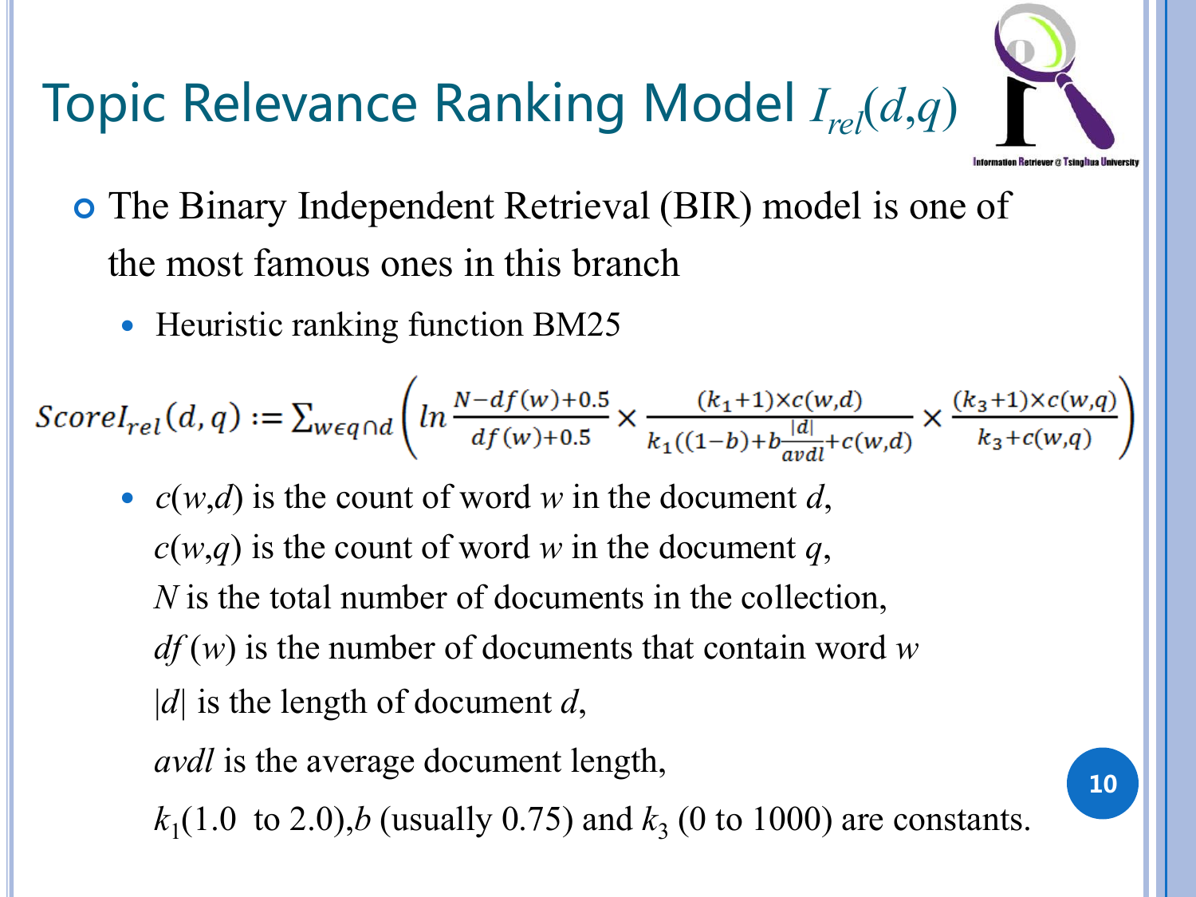# Topic Relevance Ranking Model $I_{rel}(d,q)$

- The Binary Independent Retrieval (BIR) model is one of the most famous ones in this branch
  - Heuristic ranking function BM25

$$ScoreI_{rel}(d,q) := \sum_{w \in q \cap d} \left( ln \frac{N - df(w) + 0.5}{df(w) + 0.5} \times \frac{(k_1 + 1) \times c(w,d)}{k_1((1-b) + b\frac{|d|}{avdl} + c(w,d)} \times \frac{(k_3 + 1) \times c(w,q)}{k_3 + c(w,q)} \right)$$

  - $c(w,d)$ is the count of word $w$ in the document $d$,
    $c(w,q)$ is the count of word $w$ in the document $q$,
    $N$ is the total number of documents in the collection,
    $df(w)$ is the number of documents that contain word $w$
    $|d|$ is the length of document $d$,
    *avdl* is the average document length,
    $k_1$(1.0 to 2.0),$b$ (usually 0.75) and $k_3$ (0 to 1000) are constants.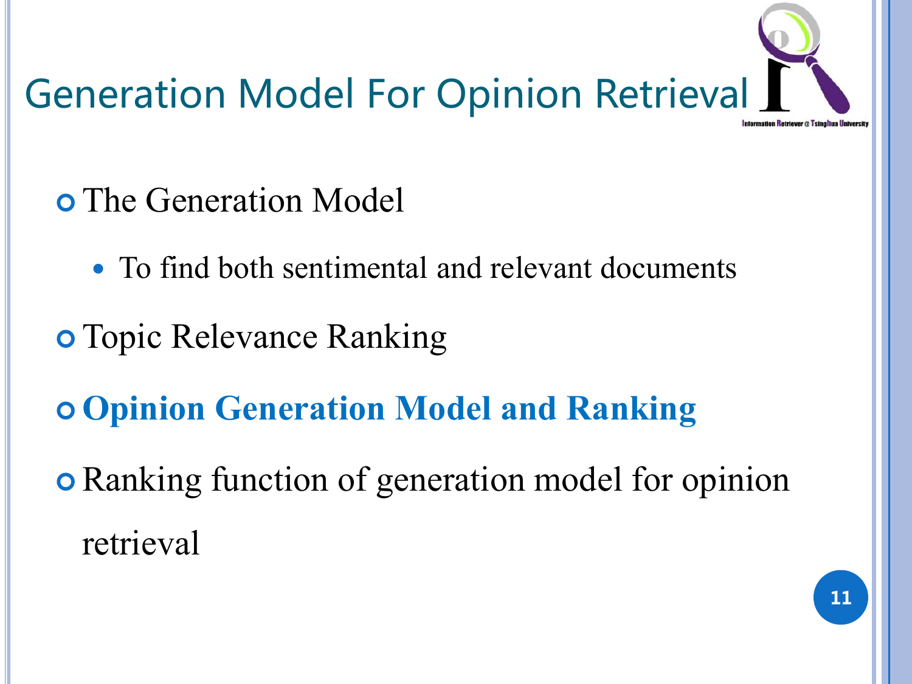# Generation Model For Opinion Retrieval

- The Generation Model
  - To find both sentimental and relevant documents
- Topic Relevance Ranking
- **Opinion Generation Model and Ranking**
- Ranking function of generation model for opinion retrieval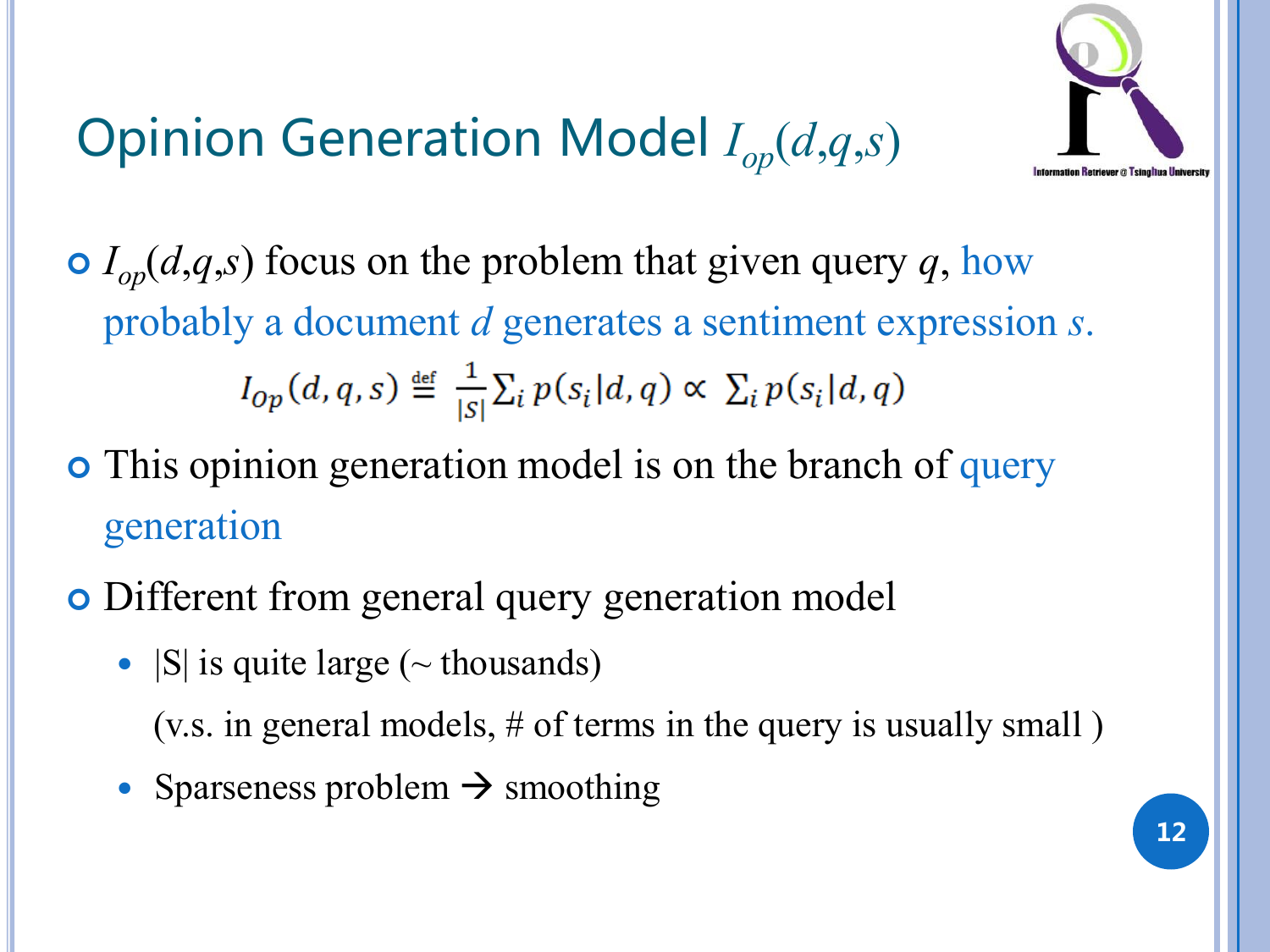# Opinion Generation Model $I_{op}(d,q,s)$

- $I_{op}(d,q,s)$ focus on the problem that given query $q$, how probably a document $d$ generates a sentiment expression $s$.

$$I_{Op}(d,q,s) \stackrel{\text{def}}{=} \frac{1}{|S|}\sum_i p(s_i|d,q) \propto \sum_i p(s_i|d,q)$$

- This opinion generation model is on the branch of query generation
- Different from general query generation model
  - |S| is quite large (~ thousands)

    (v.s. in general models, # of terms in the query is usually small )
  - Sparseness problem → smoothing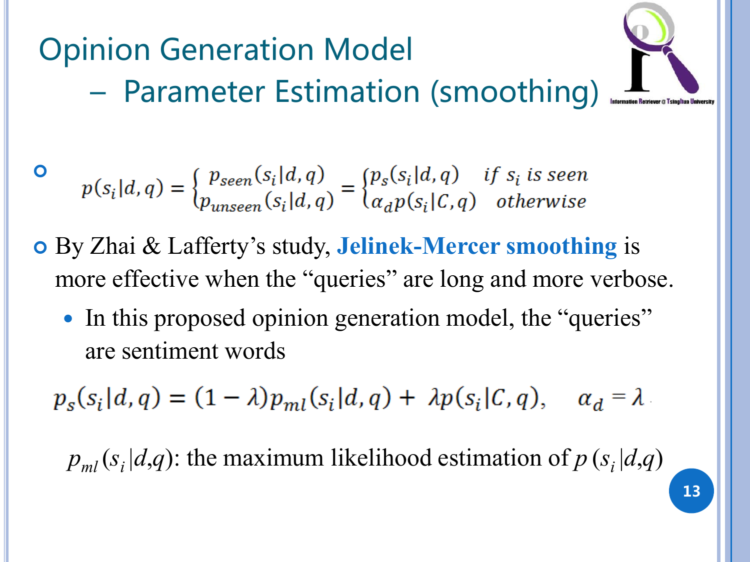# Opinion Generation Model

## – Parameter Estimation (smoothing)

- $$p(s_i|d,q) = \begin{cases} p_{seen}(s_i|d,q) \\ p_{unseen}(s_i|d,q) \end{cases} = \begin{cases} p_s(s_i|d,q) & \text{if } s_i \text{ is seen} \\ \alpha_d p(s_i|C,q) & \text{otherwise} \end{cases}$$

- By Zhai & Lafferty's study, **Jelinek-Mercer smoothing** is more effective when the "queries" are long and more verbose.
  - In this proposed opinion generation model, the "queries" are sentiment words

$$p_s(s_i|d,q) = (1-\lambda)p_{ml}(s_i|d,q) + \lambda p(s_i|C,q), \quad \alpha_d = \lambda$$

$p_{ml}(s_i|d,q)$: the maximum likelihood estimation of $p(s_i|d,q)$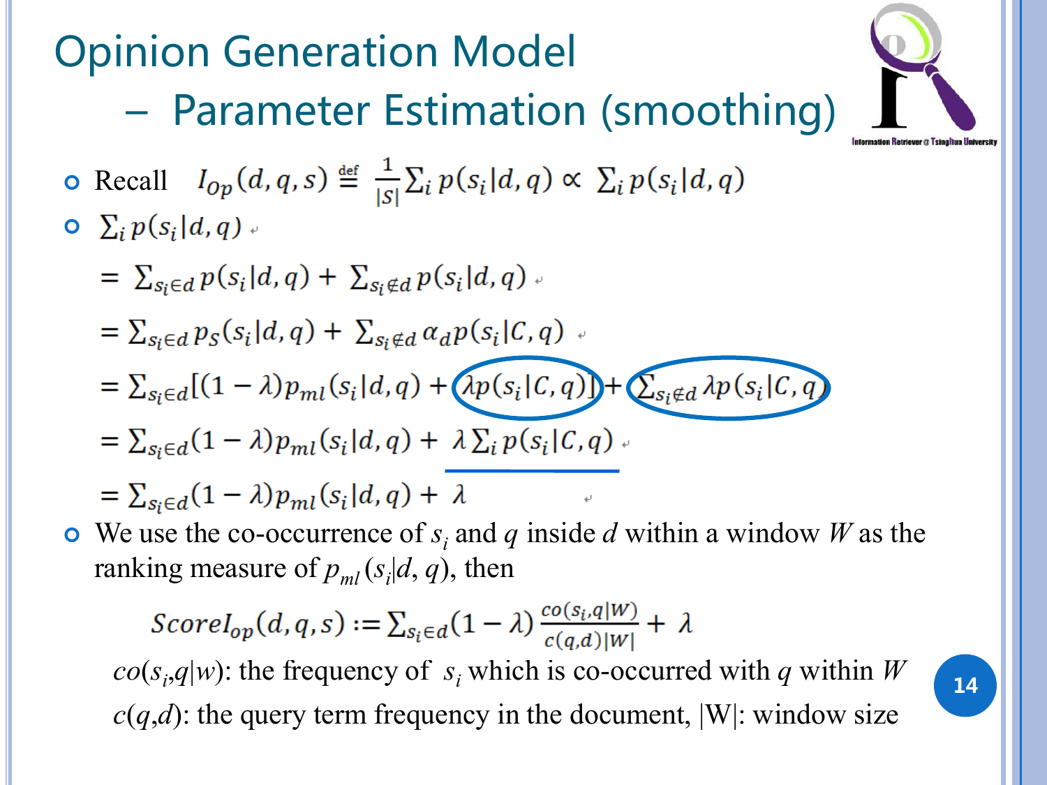# Opinion Generation Model

## – Parameter Estimation (smoothing)

- Recall $I_{op}(d,q,s) \stackrel{\text{def}}{=} \frac{1}{|S|}\sum_i p(s_i|d,q) \propto \sum_i p(s_i|d,q)$
- $\sum_i p(s_i|d,q)$

$$= \sum_{s_i \in d} p(s_i|d,q) + \sum_{s_i \notin d} p(s_i|d,q)$$

$$= \sum_{s_i \in d} p_S(s_i|d,q) + \sum_{s_i \notin d} \alpha_d p(s_i|C,q)$$

$$= \sum_{s_i \in d} [(1-\lambda)p_{ml}(s_i|d,q) + \lambda p(s_i|C,q)] + \sum_{s_i \notin d} \lambda p(s_i|C,q)$$

$$= \sum_{s_i \in d} (1-\lambda)p_{ml}(s_i|d,q) + \lambda \sum_i p(s_i|C,q)$$

$$= \sum_{s_i \in d} (1-\lambda)p_{ml}(s_i|d,q) + \lambda$$

- We use the co-occurrence of $s_i$ and $q$ inside $d$ within a window $W$ as the ranking measure of $p_{ml}(s_i|d,q)$, then

$$ScoreI_{op}(d,q,s) := \sum_{s_i \in d} (1-\lambda)\frac{co(s_i,q|W)}{c(q,d)|W|} + \lambda$$

$co(s_i,q|w)$: the frequency of $s_i$ which is co-occurred with $q$ within $W$

$c(q,d)$: the query term frequency in the document, $|W|$: window size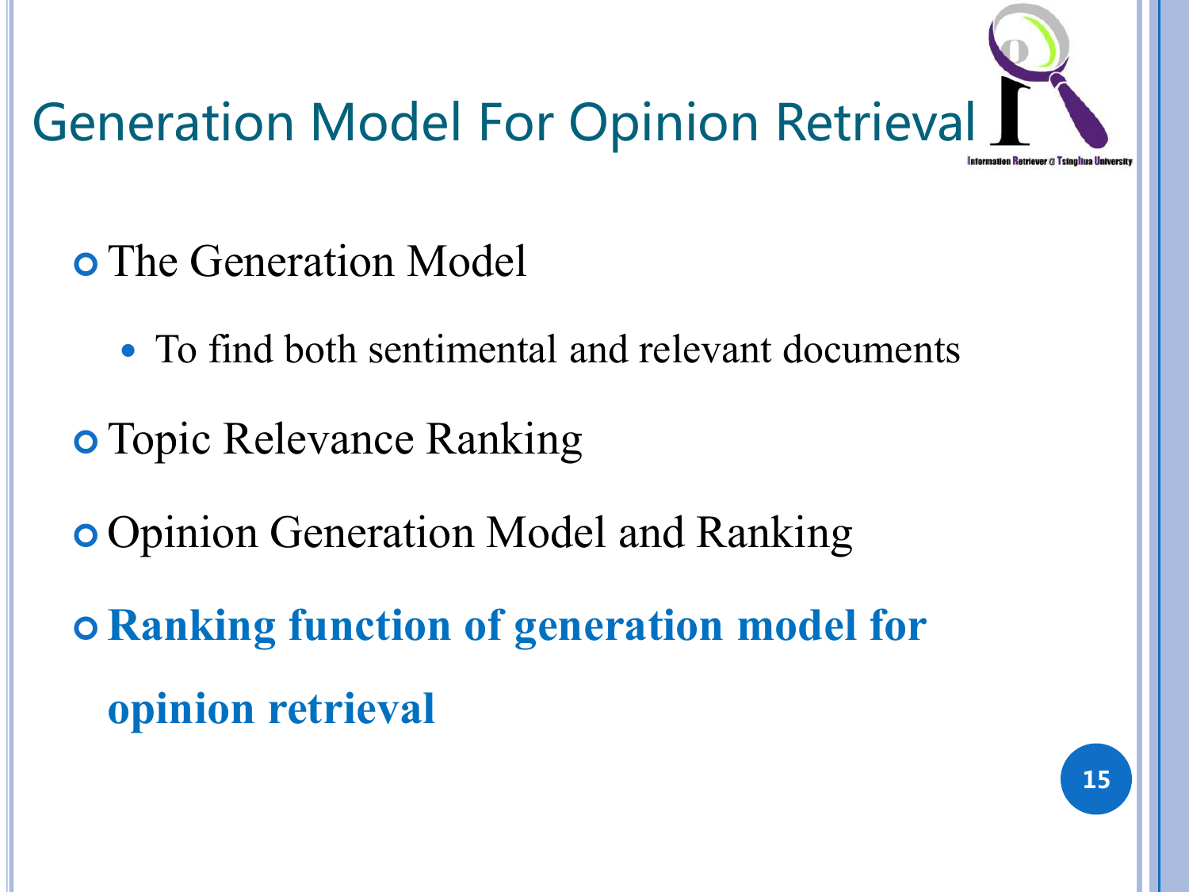# Generation Model For Opinion Retrieval

- The Generation Model
  - To find both sentimental and relevant documents
- Topic Relevance Ranking
- Opinion Generation Model and Ranking
- **Ranking function of generation model for opinion retrieval**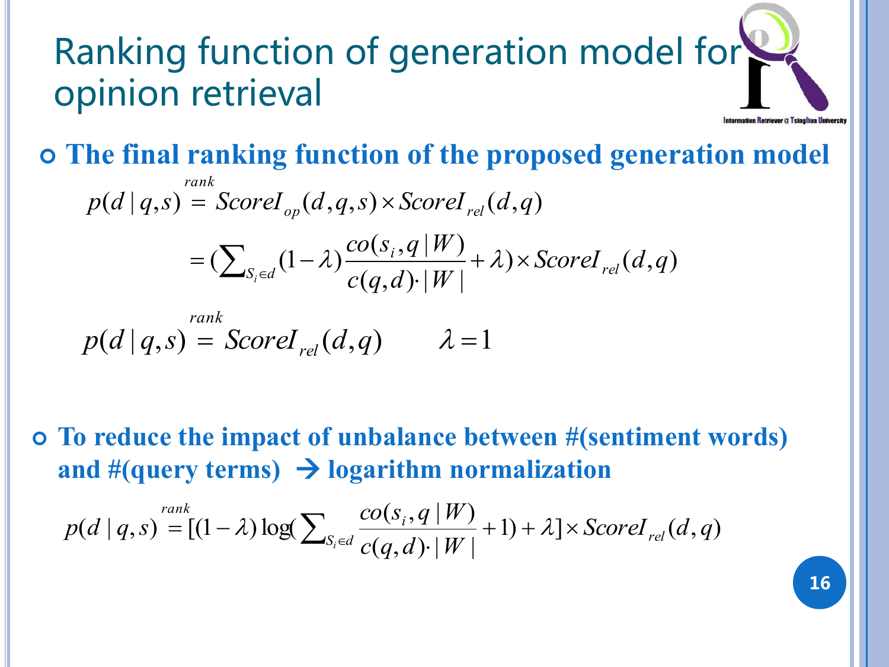# Ranking function of generation model for opinion retrieval

- **The final ranking function of the proposed generation model**

$$p(d \mid q,s) \overset{rank}{=} ScoreI_{op}(d,q,s) \times ScoreI_{rel}(d,q)$$

$$= (\sum_{S_i \in d} (1-\lambda) \frac{co(s_i, q \mid W)}{c(q,d) \cdot |W|} + \lambda) \times ScoreI_{rel}(d,q)$$

$$p(d \mid q,s) \overset{rank}{=} ScoreI_{rel}(d,q) \qquad \lambda = 1$$

- **To reduce the impact of unbalance between #(sentiment words) and #(query terms) → logarithm normalization**

$$p(d \mid q,s) \overset{rank}{=} [(1-\lambda) \log(\sum_{S_i \in d} \frac{co(s_i, q \mid W)}{c(q,d) \cdot |W|} + 1) + \lambda] \times ScoreI_{rel}(d,q)$$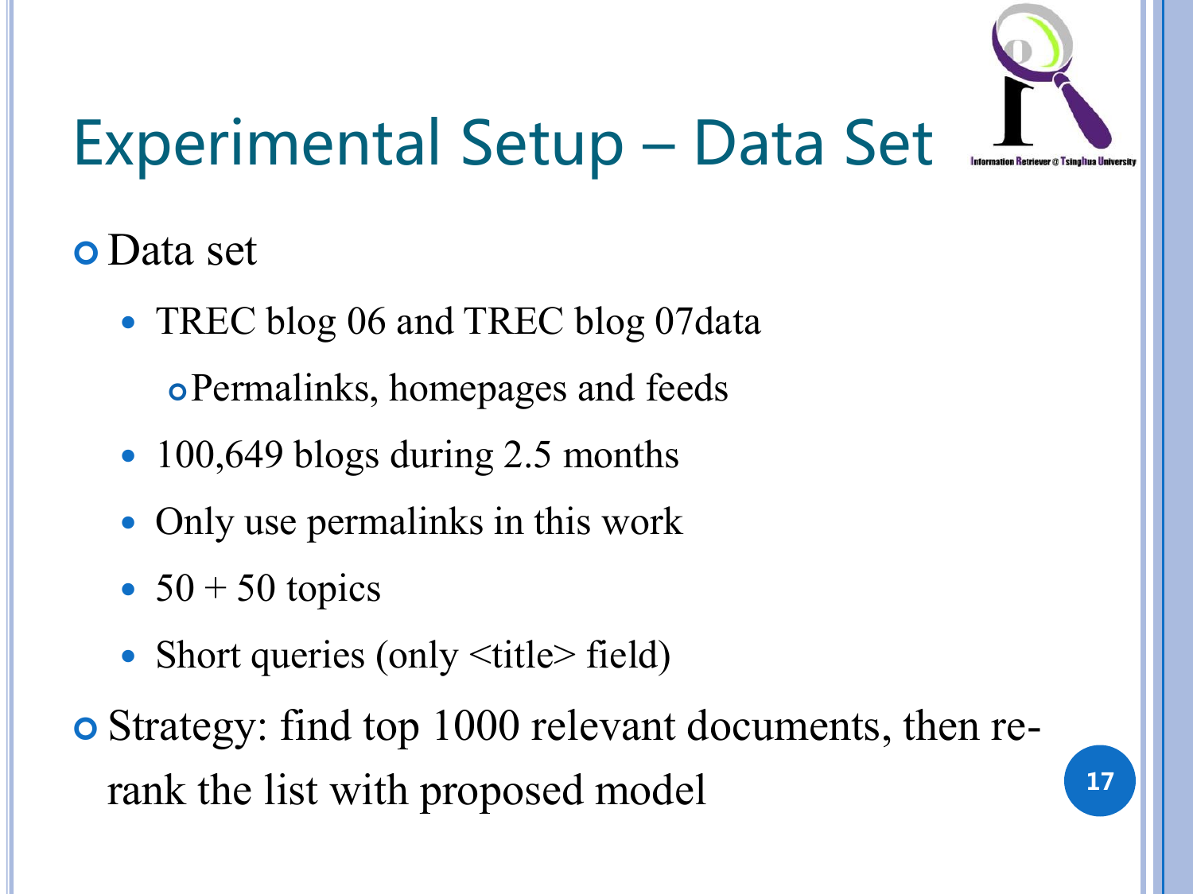# Experimental Setup – Data Set

- Data set
  - TREC blog 06 and TREC blog 07data
    - Permalinks, homepages and feeds
  - 100,649 blogs during 2.5 months
  - Only use permalinks in this work
  - 50 + 50 topics
  - Short queries (only <title> field)
- Strategy: find top 1000 relevant documents, then re-rank the list with proposed model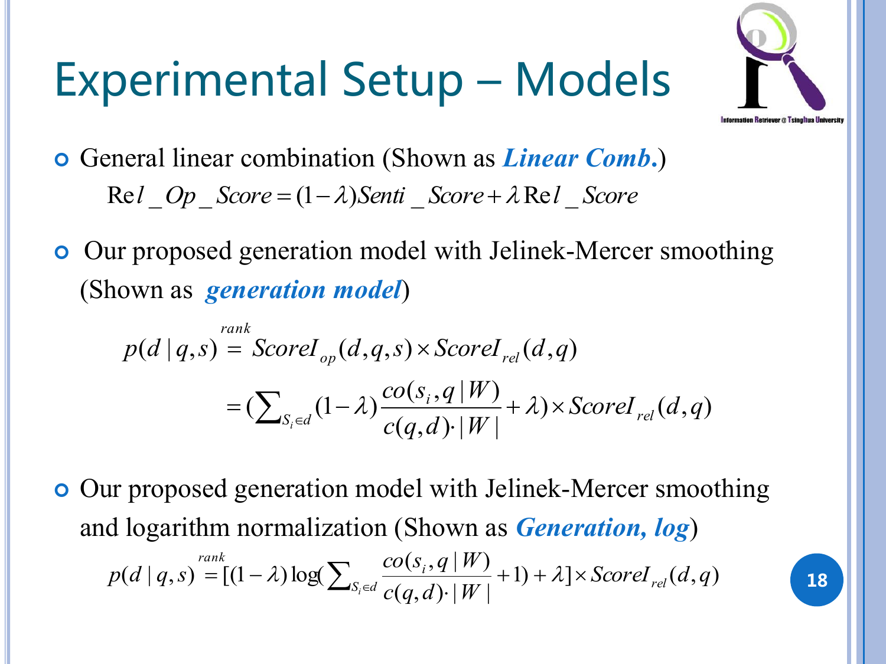# Experimental Setup – Models

- General linear combination (Shown as ***Linear Comb.***)

$$Rel\_Op\_Score = (1-\lambda)Senti\_Score + \lambda Rel\_Score$$

- Our proposed generation model with Jelinek-Mercer smoothing (Shown as ***generation model***)

$$p(d \mid q,s) \overset{rank}{=} ScoreI_{op}(d,q,s) \times ScoreI_{rel}(d,q)$$

$$= (\sum_{S_i \in d}(1-\lambda)\frac{co(s_i,q \mid W)}{c(q,d)\cdot |W|} + \lambda) \times ScoreI_{rel}(d,q)$$

- Our proposed generation model with Jelinek-Mercer smoothing and logarithm normalization (Shown as ***Generation, log***)

$$p(d \mid q,s) \overset{rank}{=} [(1-\lambda)\log(\sum_{S_i \in d}\frac{co(s_i,q \mid W)}{c(q,d)\cdot |W|}+1) + \lambda] \times ScoreI_{rel}(d,q)$$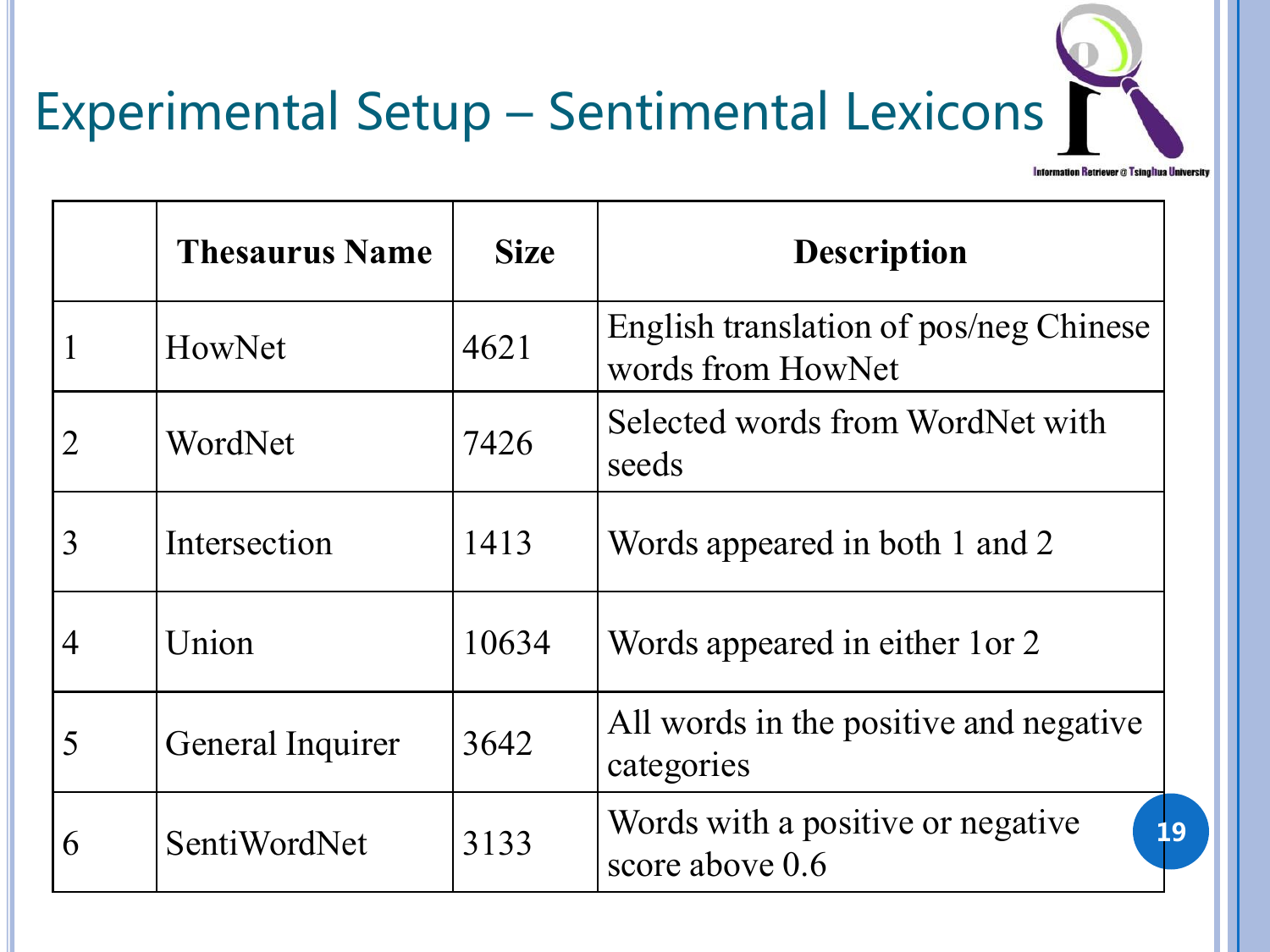# Experimental Setup – Sentimental Lexicons

|   | Thesaurus Name | Size | Description |
|---|---|---|---|
| 1 | HowNet | 4621 | English translation of pos/neg Chinese words from HowNet |
| 2 | WordNet | 7426 | Selected words from WordNet with seeds |
| 3 | Intersection | 1413 | Words appeared in both 1 and 2 |
| 4 | Union | 10634 | Words appeared in either 1or 2 |
| 5 | General Inquirer | 3642 | All words in the positive and negative categories |
| 6 | SentiWordNet | 3133 | Words with a positive or negative score above 0.6 |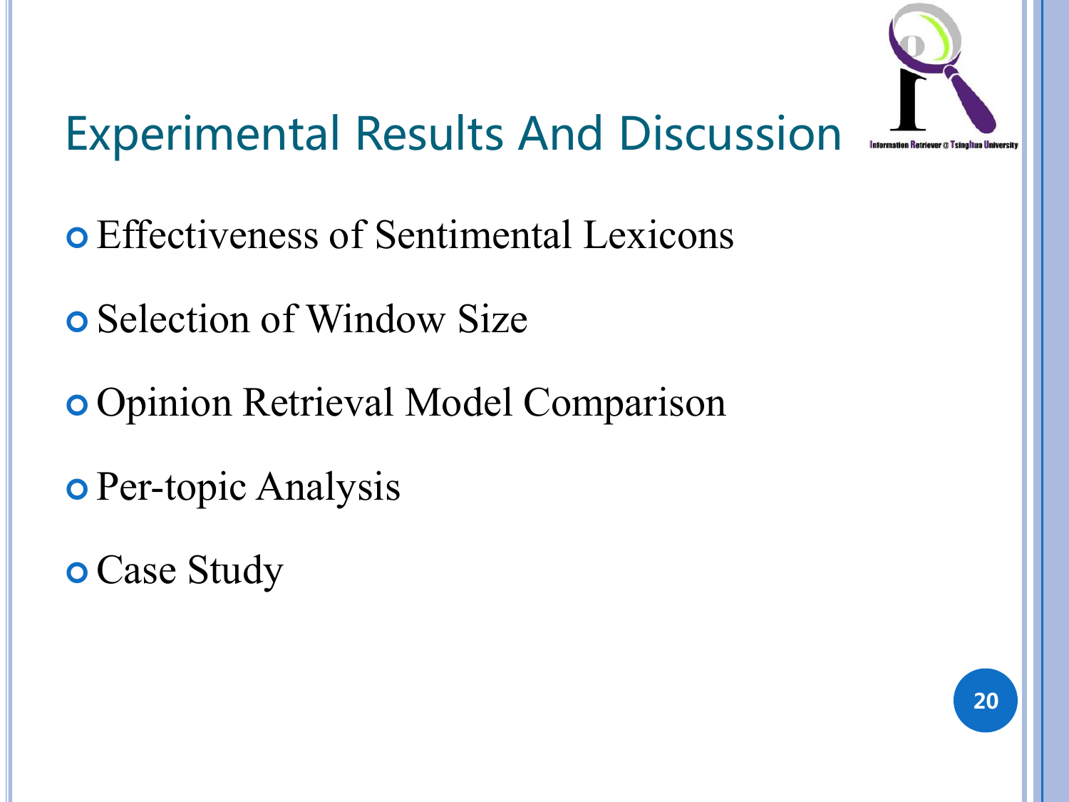# Experimental Results And Discussion

- Effectiveness of Sentimental Lexicons
- Selection of Window Size
- Opinion Retrieval Model Comparison
- Per-topic Analysis
- Case Study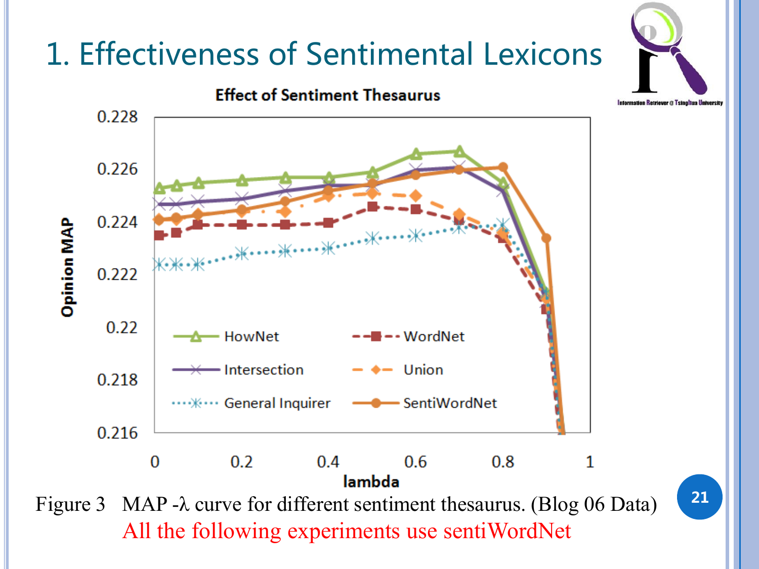# 1. Effectiveness of Sentimental Lexicons

Figure 3 MAP -$\lambda$ curve for different sentiment thesaurus. (Blog 06 Data)

All the following experiments use sentiWordNet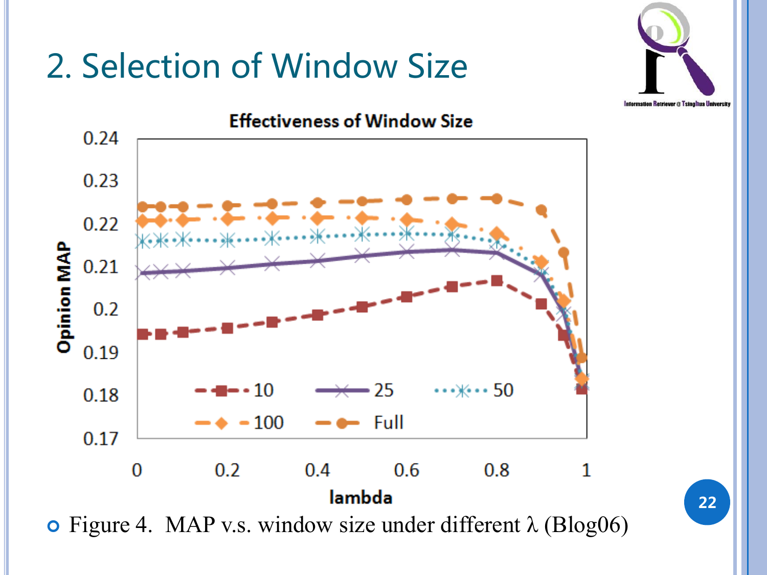# 2. Selection of Window Size

- Figure 4. MAP v.s. window size under different $\lambda$ (Blog06)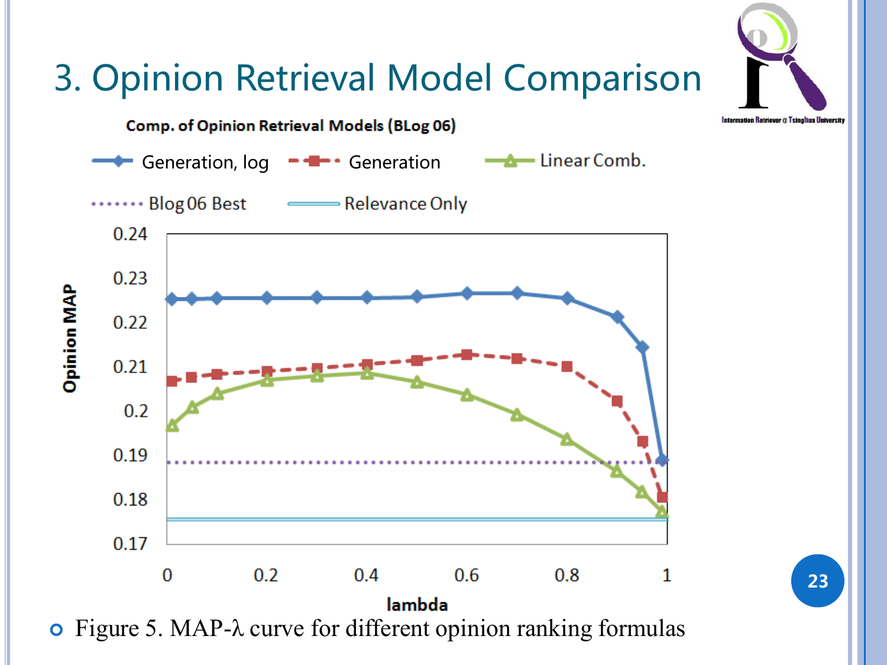# 3. Opinion Retrieval Model Comparison

**Comp. of Opinion Retrieval Models (BLog 06)**

Legend: Generation, log; Generation; Linear Comb.; Blog 06 Best; Relevance Only

Y-axis: Opinion MAP (0.17 – 0.24)

X-axis: lambda (0 – 1)

- Figure 5. MAP-λ curve for different opinion ranking formulas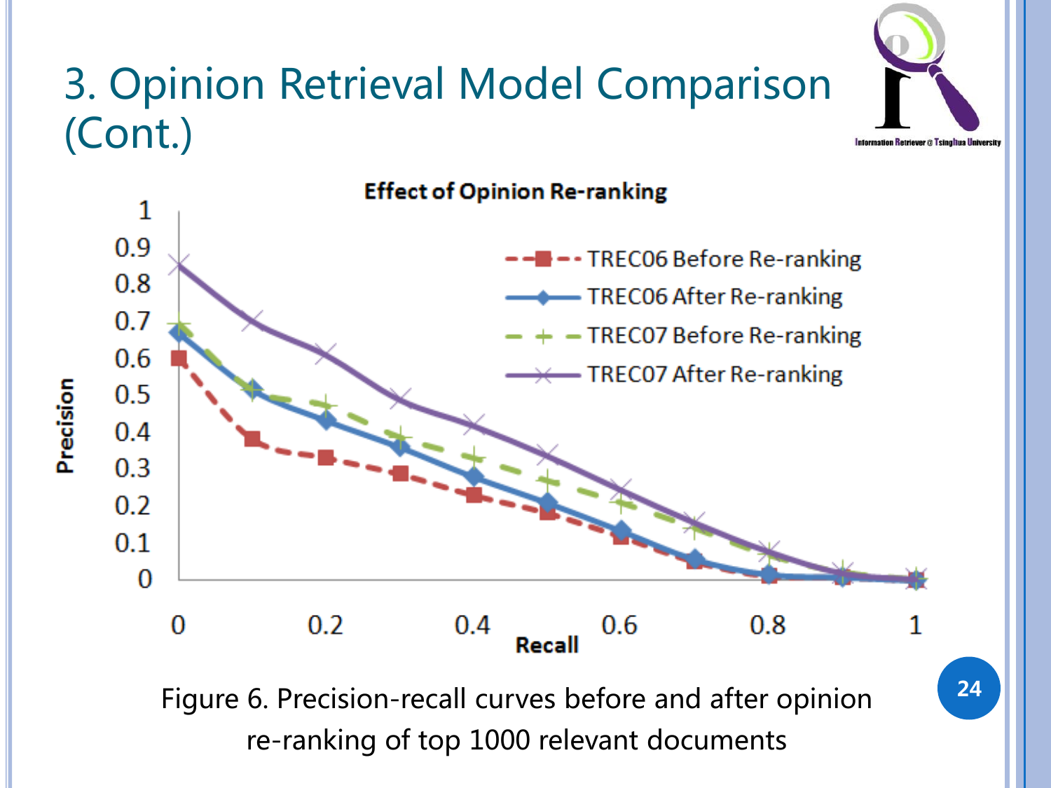# 3. Opinion Retrieval Model Comparison (Cont.)

Figure 6. Precision-recall curves before and after opinion re-ranking of top 1000 relevant documents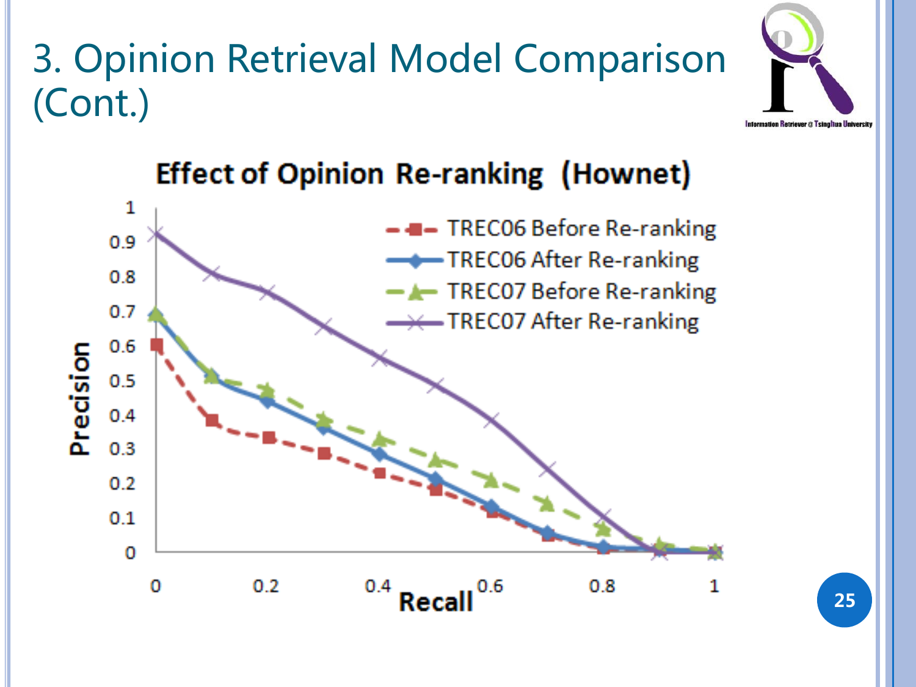# 3. Opinion Retrieval Model Comparison (Cont.)

**Effect of Opinion Re-ranking (Hownet)**

| Recall | TREC06 Before Re-ranking | TREC06 After Re-ranking | TREC07 Before Re-ranking | TREC07 After Re-ranking |
|---|---|---|---|---|
| 0 | 0.60 | 0.69 | 0.69 | 0.92 |
| 0.1 | 0.38 | 0.51 | 0.51 | 0.81 |
| 0.2 | 0.33 | 0.44 | 0.47 | 0.75 |
| 0.3 | 0.29 | 0.36 | 0.38 | 0.65 |
| 0.4 | 0.23 | 0.28 | 0.33 | 0.56 |
| 0.5 | 0.18 | 0.21 | 0.26 | 0.48 |
| 0.6 | 0.12 | 0.13 | 0.21 | 0.38 |
| 0.7 | 0.05 | 0.05 | 0.14 | 0.24 |
| 0.8 | 0.01 | 0.01 | 0.07 | 0.10 |
| 0.9 | 0.00 | 0.00 | 0.02 | 0.00 |
| 1 | 0.00 | 0.00 | 0.00 | 0.00 |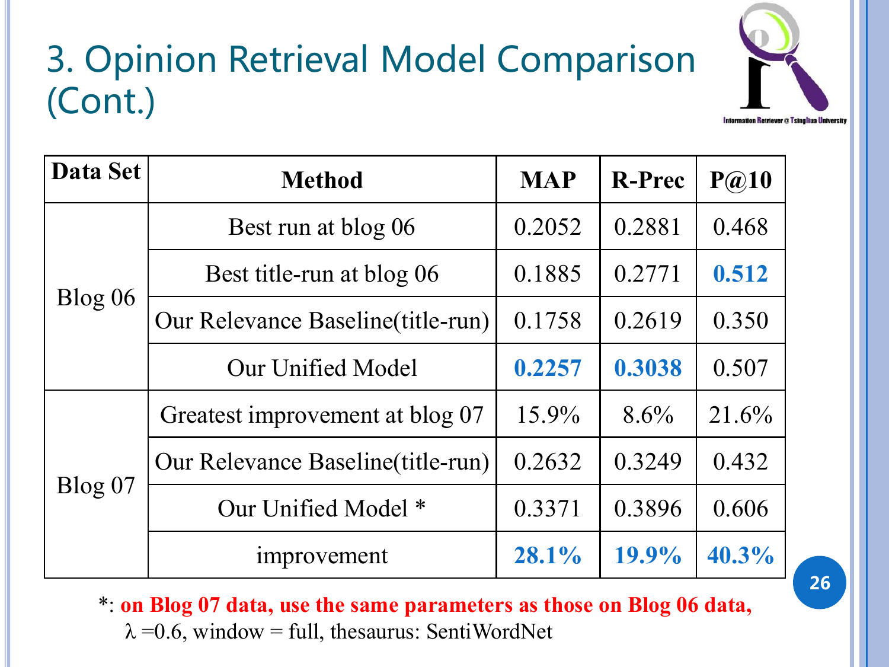# 3. Opinion Retrieval Model Comparison (Cont.)

| Data Set | Method | MAP | R-Prec | P@10 |
|---|---|---|---|---|
| Blog 06 | Best run at blog 06 | 0.2052 | 0.2881 | 0.468 |
| | Best title-run at blog 06 | 0.1885 | 0.2771 | **0.512** |
| | Our Relevance Baseline(title-run) | 0.1758 | 0.2619 | 0.350 |
| | Our Unified Model | **0.2257** | **0.3038** | 0.507 |
| Blog 07 | Greatest improvement at blog 07 | 15.9% | 8.6% | 21.6% |
| | Our Relevance Baseline(title-run) | 0.2632 | 0.3249 | 0.432 |
| | Our Unified Model * | 0.3371 | 0.3896 | 0.606 |
| | improvement | **28.1%** | **19.9%** | **40.3%** |

*: **on Blog 07 data, use the same parameters as those on Blog 06 data,** $\lambda$ =0.6, window = full, thesaurus: SentiWordNet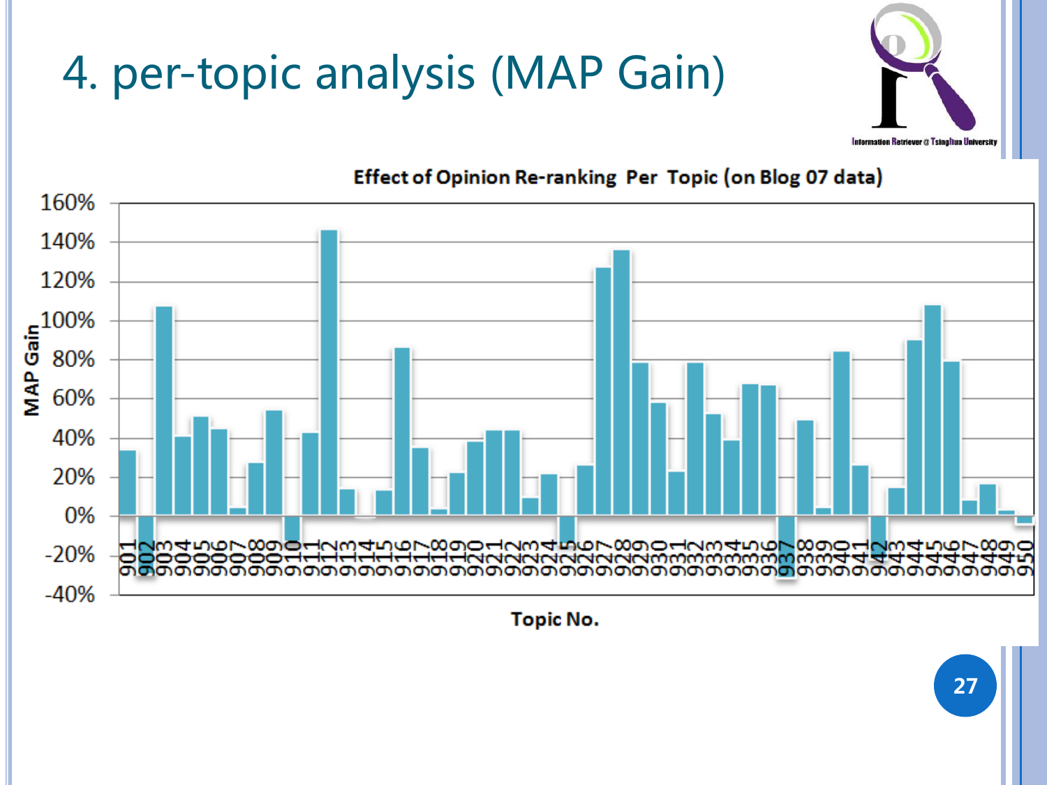# 4. per-topic analysis (MAP Gain)

Effect of Opinion Re-ranking Per Topic (on Blog 07 data)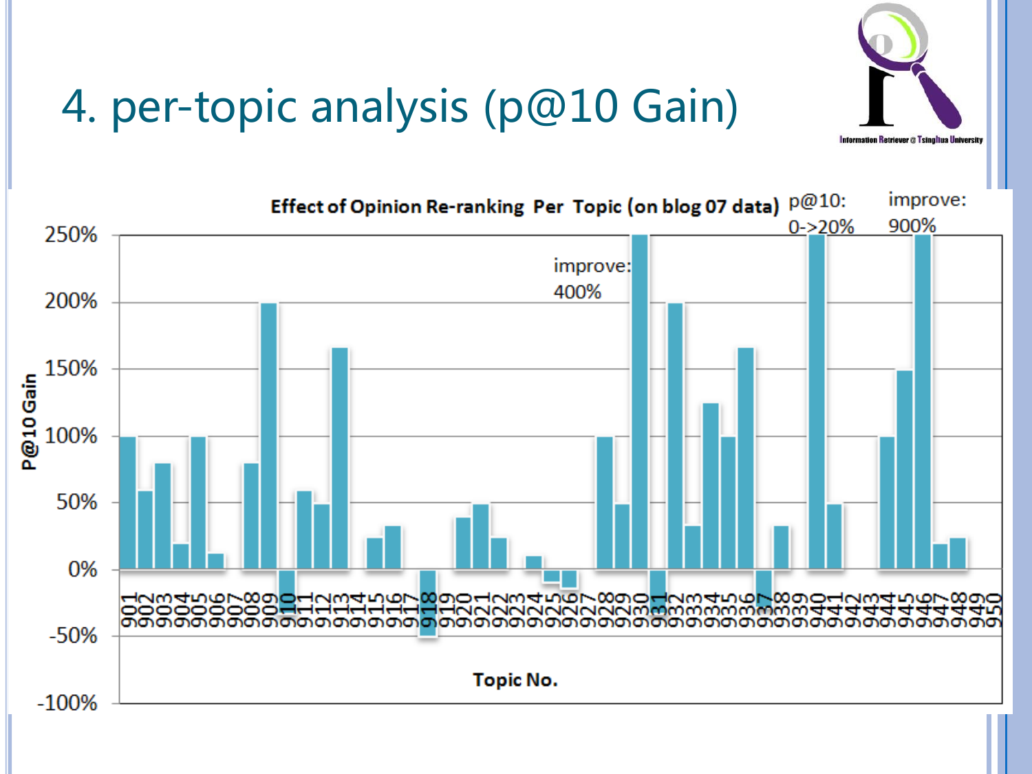# 4. per-topic analysis (p@10 Gain)

**Effect of Opinion Re-ranking Per Topic (on blog 07 data)**

improve: 400%

p@10: 0->20%

improve: 900%

P@10 Gain

250%
200%
150%
100%
50%
0%
-50%
-100%

901 902 903 904 905 906 907 908 909 910 911 912 913 914 915 916 917 918 919 920 921 922 923 924 925 926 927 928 929 930 931 932 933 934 935 936 937 938 939 940 941 942 943 944 945 946 947 948 949 950

**Topic No.**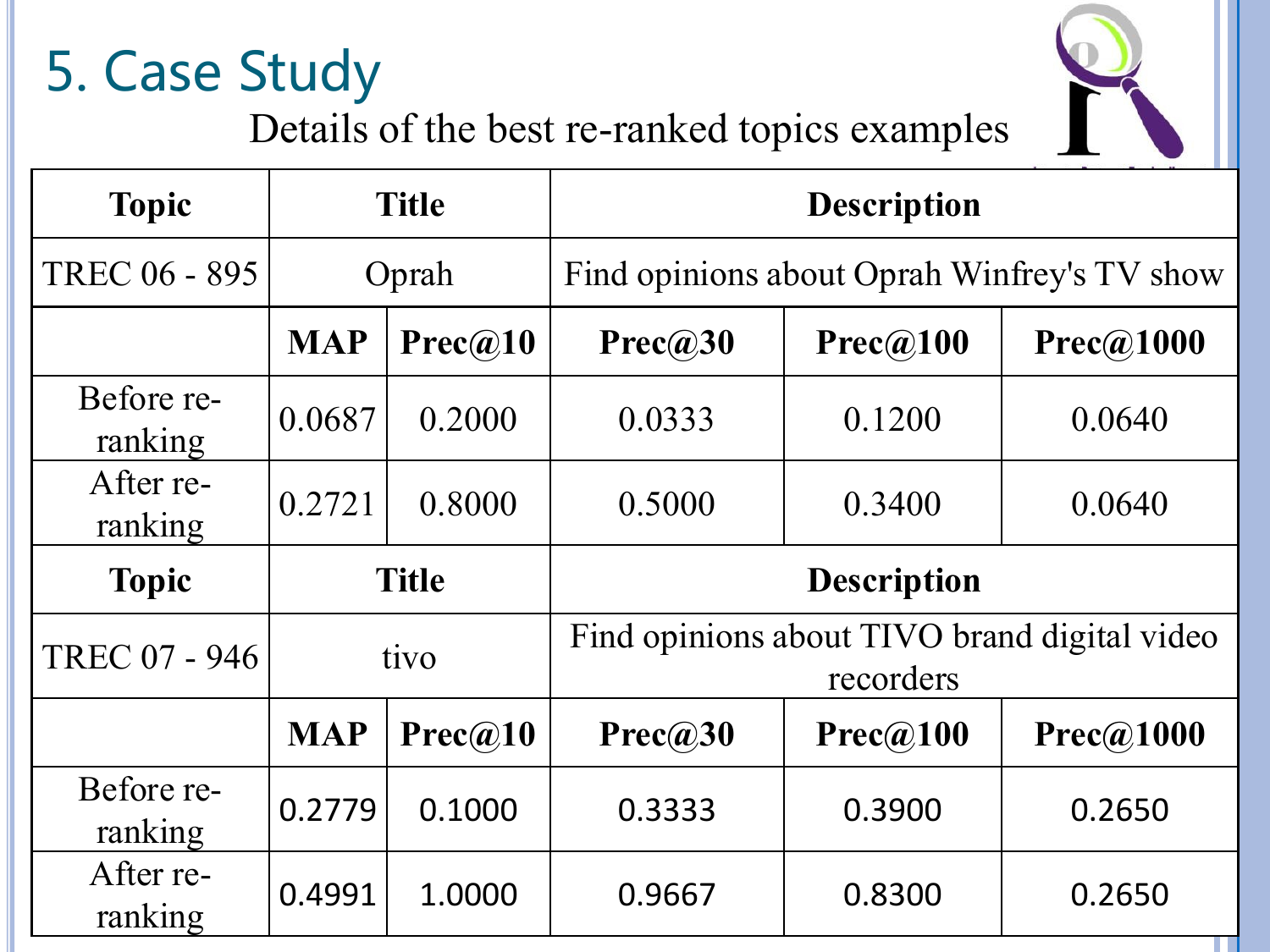# 5. Case Study

Details of the best re-ranked topics examples

| Topic | Title | | Description | | |
|---|---|---|---|---|---|
| TREC 06 - 895 | Oprah | | Find opinions about Oprah Winfrey's TV show | | |
| | MAP | Prec@10 | Prec@30 | Prec@100 | Prec@1000 |
| Before re-ranking | 0.0687 | 0.2000 | 0.0333 | 0.1200 | 0.0640 |
| After re-ranking | 0.2721 | 0.8000 | 0.5000 | 0.3400 | 0.0640 |
| Topic | Title | | Description | | |
| TREC 07 - 946 | tivo | | Find opinions about TIVO brand digital video recorders | | |
| | MAP | Prec@10 | Prec@30 | Prec@100 | Prec@1000 |
| Before re-ranking | 0.2779 | 0.1000 | 0.3333 | 0.3900 | 0.2650 |
| After re-ranking | 0.4991 | 1.0000 | 0.9667 | 0.8300 | 0.2650 |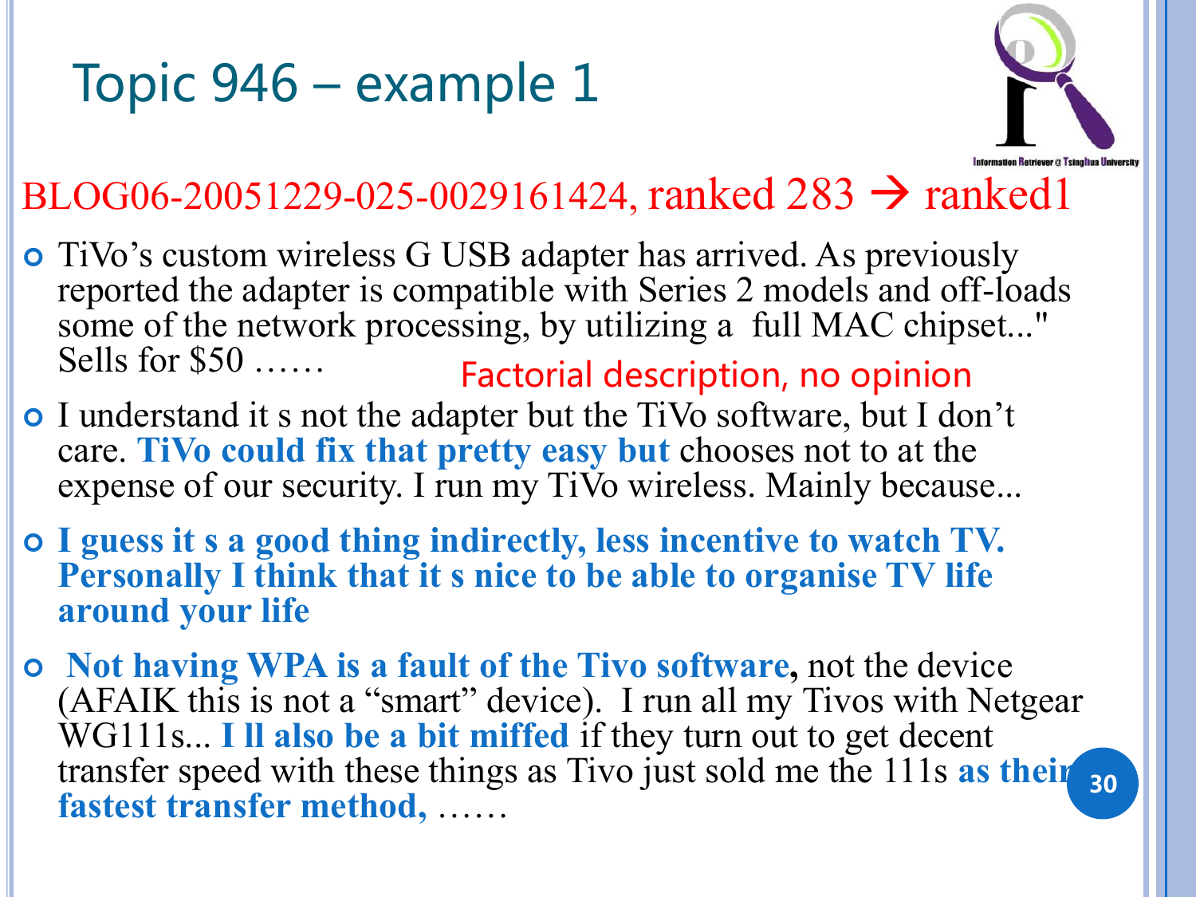# Topic 946 – example 1

BLOG06-20051229-025-0029161424, ranked 283 → ranked1

- TiVo's custom wireless G USB adapter has arrived. As previously reported the adapter is compatible with Series 2 models and off-loads some of the network processing, by utilizing a full MAC chipset..." Sells for $50 ……

  Factorial description, no opinion

- I understand it s not the adapter but the TiVo software, but I don't care. **TiVo could fix that pretty easy but** chooses not to at the expense of our security. I run my TiVo wireless. Mainly because...
- **I guess it s a good thing indirectly, less incentive to watch TV. Personally I think that it s nice to be able to organise TV life around your life**
- **Not having WPA is a fault of the Tivo software**, not the device (AFAIK this is not a "smart" device). I run all my Tivos with Netgear WG111s... **I ll also be a bit miffed** if they turn out to get decent transfer speed with these things as Tivo just sold me the 111s **as their fastest transfer method,** ……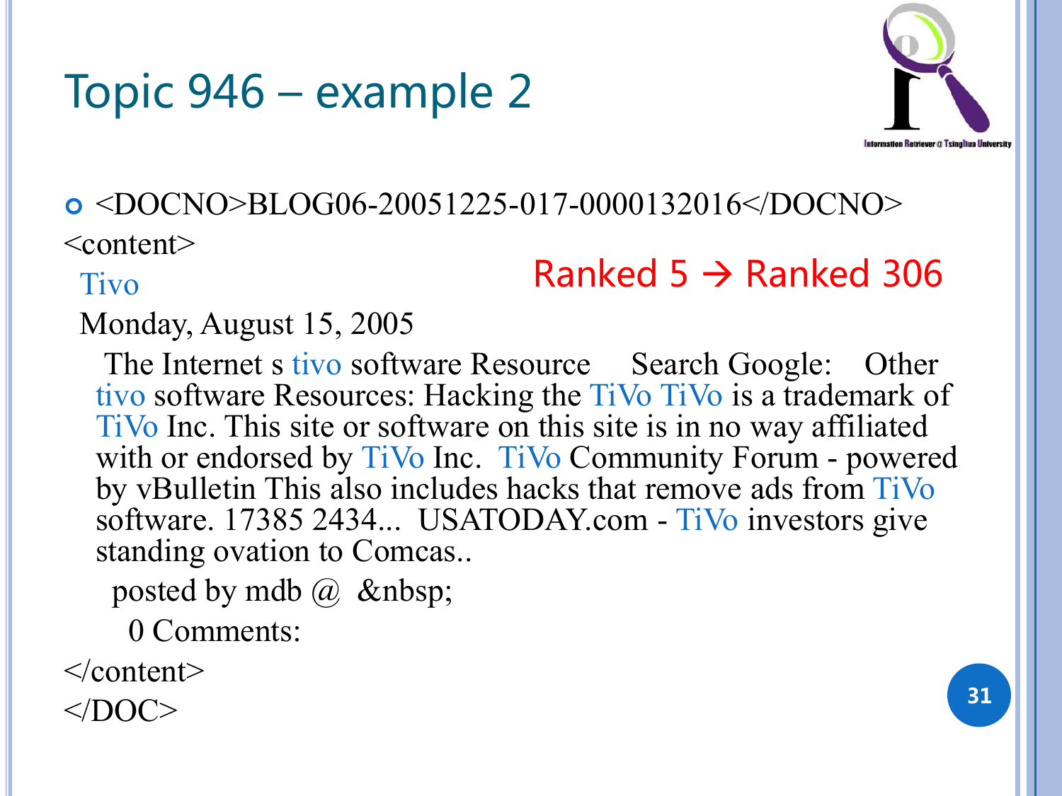# Topic 946 – example 2

- <DOCNO>BLOG06-20051225-017-0000132016</DOCNO>

<content>

Ranked 5 → Ranked 306

Tivo

Monday, August 15, 2005

The Internet s tivo software Resource Search Google: Other tivo software Resources: Hacking the TiVo TiVo is a trademark of TiVo Inc. This site or software on this site is in no way affiliated with or endorsed by TiVo Inc. TiVo Community Forum - powered by vBulletin This also includes hacks that remove ads from TiVo software. 17385 2434... USATODAY.com - TiVo investors give standing ovation to Comcas..

posted by mdb @ &nbsp;

0 Comments:

</content>

</DOC>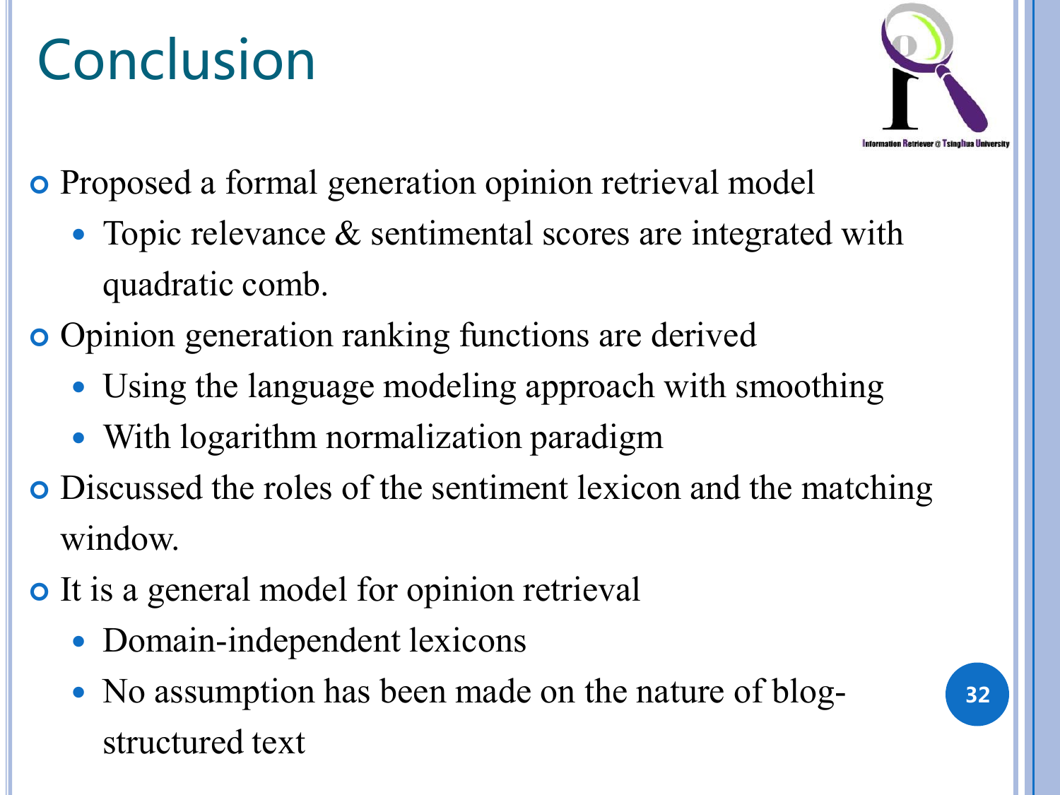# Conclusion

- Proposed a formal generation opinion retrieval model
  - Topic relevance & sentimental scores are integrated with quadratic comb.
- Opinion generation ranking functions are derived
  - Using the language modeling approach with smoothing
  - With logarithm normalization paradigm
- Discussed the roles of the sentiment lexicon and the matching window.
- It is a general model for opinion retrieval
  - Domain-independent lexicons
  - No assumption has been made on the nature of blog-structured text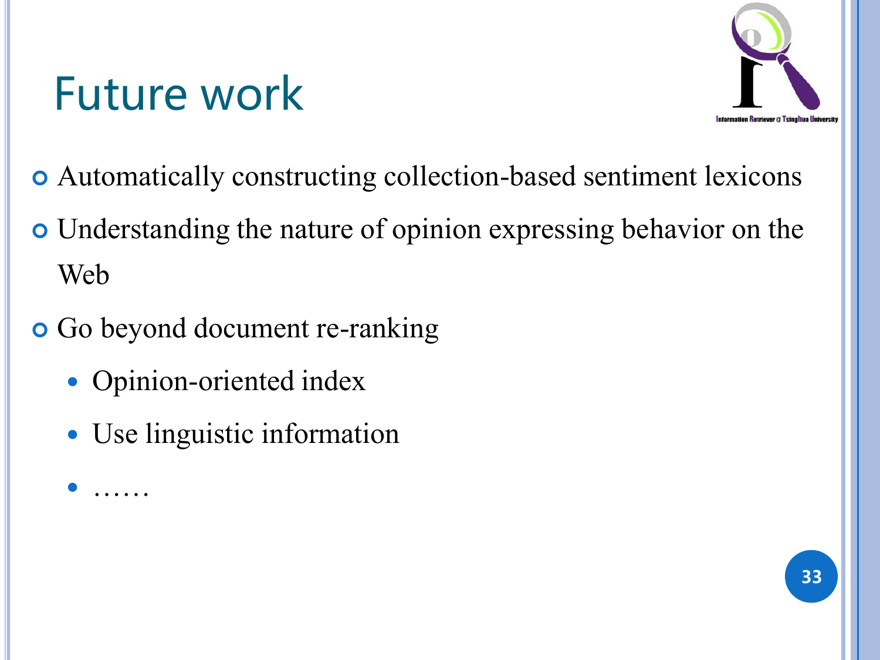# Future work

- Automatically constructing collection-based sentiment lexicons
- Understanding the nature of opinion expressing behavior on the Web
- Go beyond document re-ranking
  - Opinion-oriented index
  - Use linguistic information
  - ……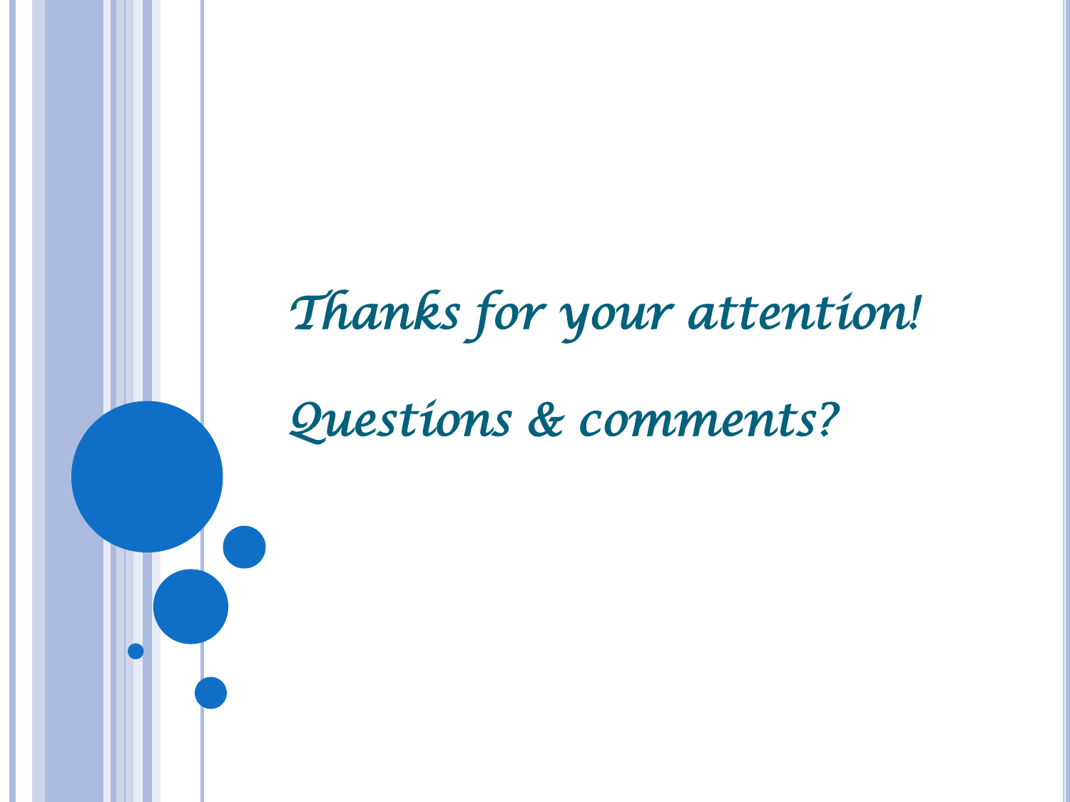*Thanks for your attention!*

*Questions & comments?*